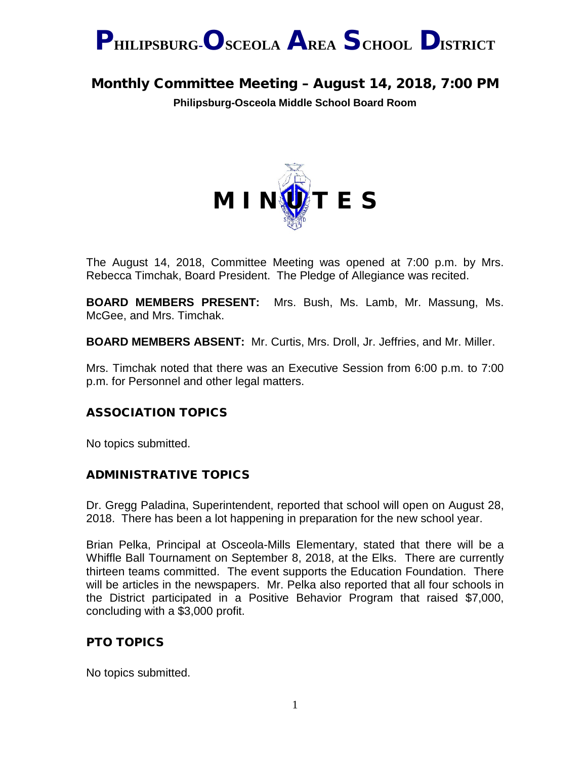# PHILIPSBURG-OSCEOLA AREA SCHOOL DISTRICT

## Monthly Committee Meeting – August 14, 2018, 7:00 PM

**Philipsburg-Osceola Middle School Board Room**

**M I N U T E S**

The August 14, 2018, Committee Meeting was opened at 7:00 p.m. by Mrs. Rebecca Timchak, Board President. The Pledge of Allegiance was recited.

**BOARD MEMBERS PRESENT:** Mrs. Bush, Ms. Lamb, Mr. Massung, Ms. McGee, and Mrs. Timchak.

**BOARD MEMBERS ABSENT:** Mr. Curtis, Mrs. Droll, Jr. Jeffries, and Mr. Miller.

Mrs. Timchak noted that there was an Executive Session from 6:00 p.m. to 7:00 p.m. for Personnel and other legal matters.

### ASSOCIATION TOPICS

No topics submitted.

### ADMINISTRATIVE TOPICS

Dr. Gregg Paladina, Superintendent, reported that school will open on August 28, 2018. There has been a lot happening in preparation for the new school year.

Brian Pelka, Principal at Osceola-Mills Elementary, stated that there will be a Whiffle Ball Tournament on September 8, 2018, at the Elks. There are currently thirteen teams committed. The event supports the Education Foundation. There will be articles in the newspapers. Mr. Pelka also reported that all four schools in the District participated in a Positive Behavior Program that raised $7,000, concluding with a $3,000 profit.

### PTO TOPICS

No topics submitted.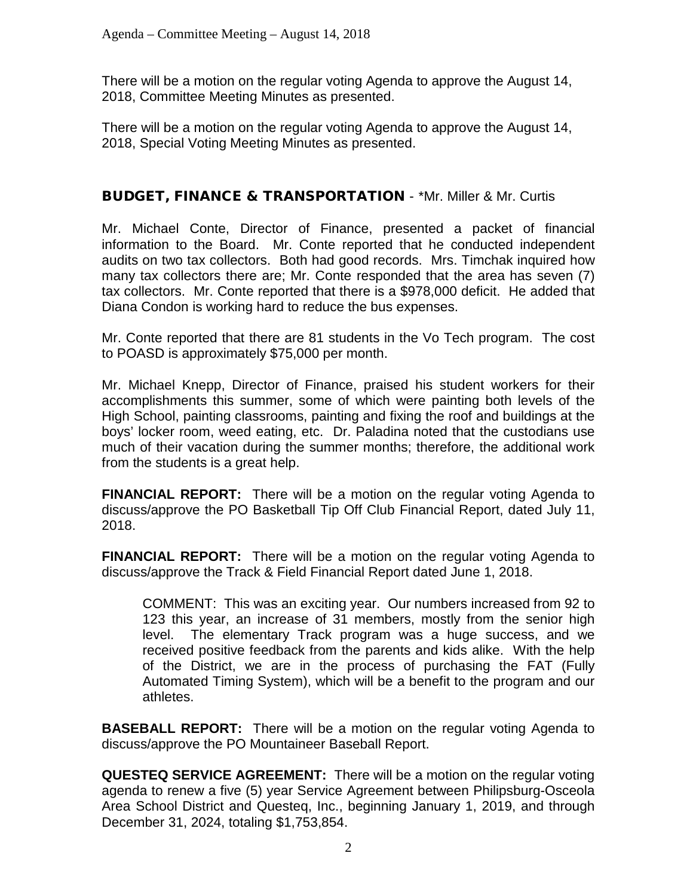There will be a motion on the regular voting Agenda to approve the August 14, 2018, Committee Meeting Minutes as presented.

There will be a motion on the regular voting Agenda to approve the August 14, 2018, Special Voting Meeting Minutes as presented.

## BUDGET, FINANCE & TRANSPORTATION - *Mr. Miller & Mr. Curtis

Mr. Michael Conte, Director of Finance, presented a packet of financial information to the Board. Mr. Conte reported that he conducted independent audits on two tax collectors. Both had good records. Mrs. Timchak inquired how many tax collectors there are; Mr. Conte responded that the area has seven (7) tax collectors. Mr. Conte reported that there is a $978,000 deficit. He added that Diana Condon is working hard to reduce the bus expenses.

Mr. Conte reported that there are 81 students in the Vo Tech program. The cost to POASD is approximately $75,000 per month.

Mr. Michael Knepp, Director of Finance, praised his student workers for their accomplishments this summer, some of which were painting both levels of the High School, painting classrooms, painting and fixing the roof and buildings at the boys' locker room, weed eating, etc. Dr. Paladina noted that the custodians use much of their vacation during the summer months; therefore, the additional work from the students is a great help.

**FINANCIAL REPORT:** There will be a motion on the regular voting Agenda to discuss/approve the PO Basketball Tip Off Club Financial Report, dated July 11, 2018.

**FINANCIAL REPORT:** There will be a motion on the regular voting Agenda to discuss/approve the Track & Field Financial Report dated June 1, 2018.

> COMMENT: This was an exciting year. Our numbers increased from 92 to 123 this year, an increase of 31 members, mostly from the senior high level. The elementary Track program was a huge success, and we received positive feedback from the parents and kids alike. With the help of the District, we are in the process of purchasing the FAT (Fully Automated Timing System), which will be a benefit to the program and our athletes.

**BASEBALL REPORT:** There will be a motion on the regular voting Agenda to discuss/approve the PO Mountaineer Baseball Report.

**QUESTEQ SERVICE AGREEMENT:** There will be a motion on the regular voting agenda to renew a five (5) year Service Agreement between Philipsburg-Osceola Area School District and Questeq, Inc., beginning January 1, 2019, and through December 31, 2024, totaling $1,753,854.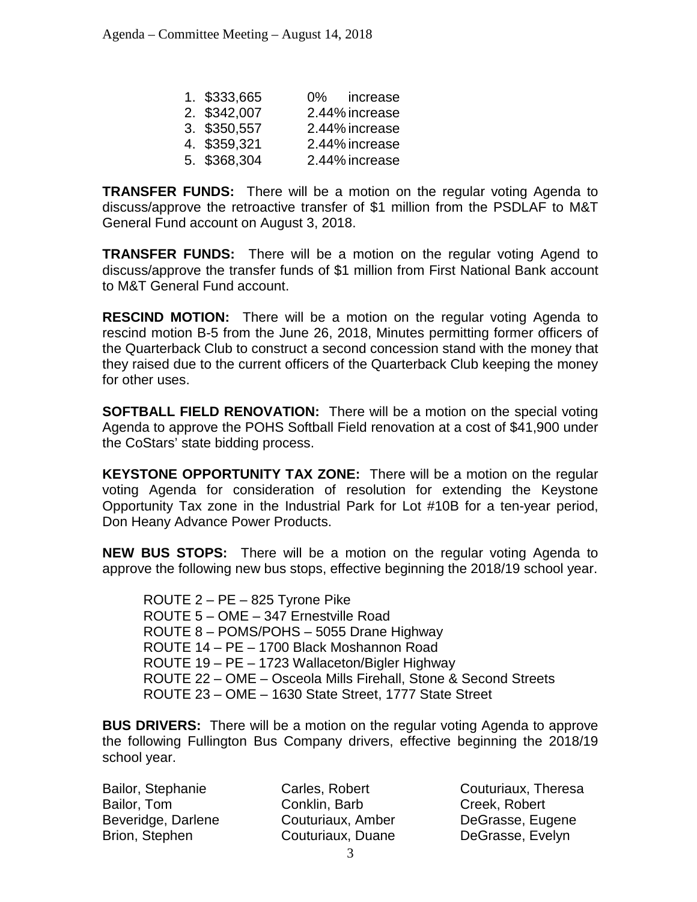1. $333,665 0% increase
2. $342,007 2.44% increase
3. $350,557 2.44% increase
4. $359,321 2.44% increase
5. $368,304 2.44% increase

**TRANSFER FUNDS:** There will be a motion on the regular voting Agenda to discuss/approve the retroactive transfer of $1 million from the PSDLAF to M&T General Fund account on August 3, 2018.

**TRANSFER FUNDS:** There will be a motion on the regular voting Agend to discuss/approve the transfer funds of $1 million from First National Bank account to M&T General Fund account.

**RESCIND MOTION:** There will be a motion on the regular voting Agenda to rescind motion B-5 from the June 26, 2018, Minutes permitting former officers of the Quarterback Club to construct a second concession stand with the money that they raised due to the current officers of the Quarterback Club keeping the money for other uses.

**SOFTBALL FIELD RENOVATION:** There will be a motion on the special voting Agenda to approve the POHS Softball Field renovation at a cost of $41,900 under the CoStars' state bidding process.

**KEYSTONE OPPORTUNITY TAX ZONE:** There will be a motion on the regular voting Agenda for consideration of resolution for extending the Keystone Opportunity Tax zone in the Industrial Park for Lot #10B for a ten-year period, Don Heany Advance Power Products.

**NEW BUS STOPS:** There will be a motion on the regular voting Agenda to approve the following new bus stops, effective beginning the 2018/19 school year.

ROUTE 2 – PE – 825 Tyrone Pike
ROUTE 5 – OME – 347 Ernestville Road
ROUTE 8 – POMS/POHS – 5055 Drane Highway
ROUTE 14 – PE – 1700 Black Moshannon Road
ROUTE 19 – PE – 1723 Wallaceton/Bigler Highway
ROUTE 22 – OME – Osceola Mills Firehall, Stone & Second Streets
ROUTE 23 – OME – 1630 State Street, 1777 State Street

**BUS DRIVERS:** There will be a motion on the regular voting Agenda to approve the following Fullington Bus Company drivers, effective beginning the 2018/19 school year.

Bailor, Stephanie
Bailor, Tom
Beveridge, Darlene
Brion, Stephen
Carles, Robert
Conklin, Barb
Couturiaux, Amber
Couturiaux, Duane
Couturiaux, Theresa
Creek, Robert
DeGrasse, Eugene
DeGrasse, Evelyn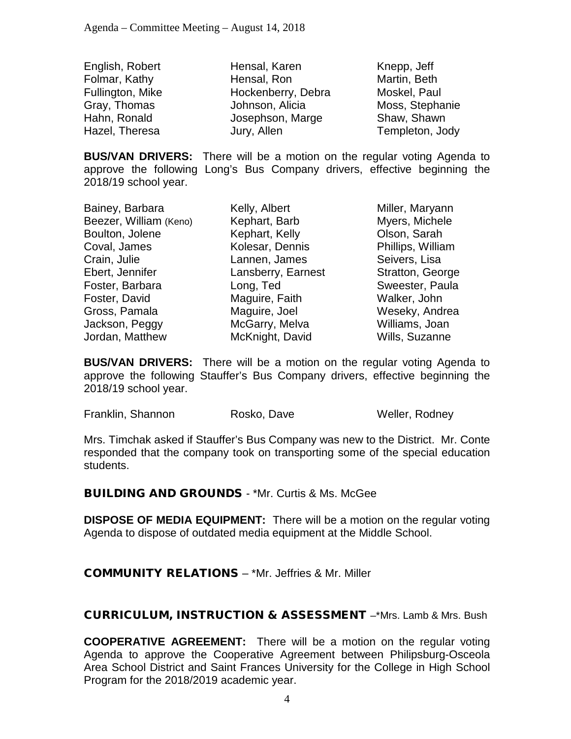| | | |
|---|---|---|
| English, Robert | Hensal, Karen | Knepp, Jeff |
| Folmar, Kathy | Hensal, Ron | Martin, Beth |
| Fullington, Mike | Hockenberry, Debra | Moskel, Paul |
| Gray, Thomas | Johnson, Alicia | Moss, Stephanie |
| Hahn, Ronald | Josephson, Marge | Shaw, Shawn |
| Hazel, Theresa | Jury, Allen | Templeton, Jody |

**BUS/VAN DRIVERS:** There will be a motion on the regular voting Agenda to approve the following Long's Bus Company drivers, effective beginning the 2018/19 school year.

| | | |
|---|---|---|
| Bainey, Barbara | Kelly, Albert | Miller, Maryann |
| Beezer, William (Keno) | Kephart, Barb | Myers, Michele |
| Boulton, Jolene | Kephart, Kelly | Olson, Sarah |
| Coval, James | Kolesar, Dennis | Phillips, William |
| Crain, Julie | Lannen, James | Seivers, Lisa |
| Ebert, Jennifer | Lansberry, Earnest | Stratton, George |
| Foster, Barbara | Long, Ted | Sweester, Paula |
| Foster, David | Maguire, Faith | Walker, John |
| Gross, Pamala | Maguire, Joel | Weseky, Andrea |
| Jackson, Peggy | McGarry, Melva | Williams, Joan |
| Jordan, Matthew | McKnight, David | Wills, Suzanne |

**BUS/VAN DRIVERS:** There will be a motion on the regular voting Agenda to approve the following Stauffer's Bus Company drivers, effective beginning the 2018/19 school year.

| | | |
|---|---|---|
| Franklin, Shannon | Rosko, Dave | Weller, Rodney |

Mrs. Timchak asked if Stauffer's Bus Company was new to the District. Mr. Conte responded that the company took on transporting some of the special education students.

## BUILDING AND GROUNDS - *Mr. Curtis & Ms. McGee

**DISPOSE OF MEDIA EQUIPMENT:** There will be a motion on the regular voting Agenda to dispose of outdated media equipment at the Middle School.

## COMMUNITY RELATIONS – *Mr. Jeffries & Mr. Miller

## CURRICULUM, INSTRUCTION & ASSESSMENT –*Mrs. Lamb & Mrs. Bush

**COOPERATIVE AGREEMENT:** There will be a motion on the regular voting Agenda to approve the Cooperative Agreement between Philipsburg-Osceola Area School District and Saint Frances University for the College in High School Program for the 2018/2019 academic year.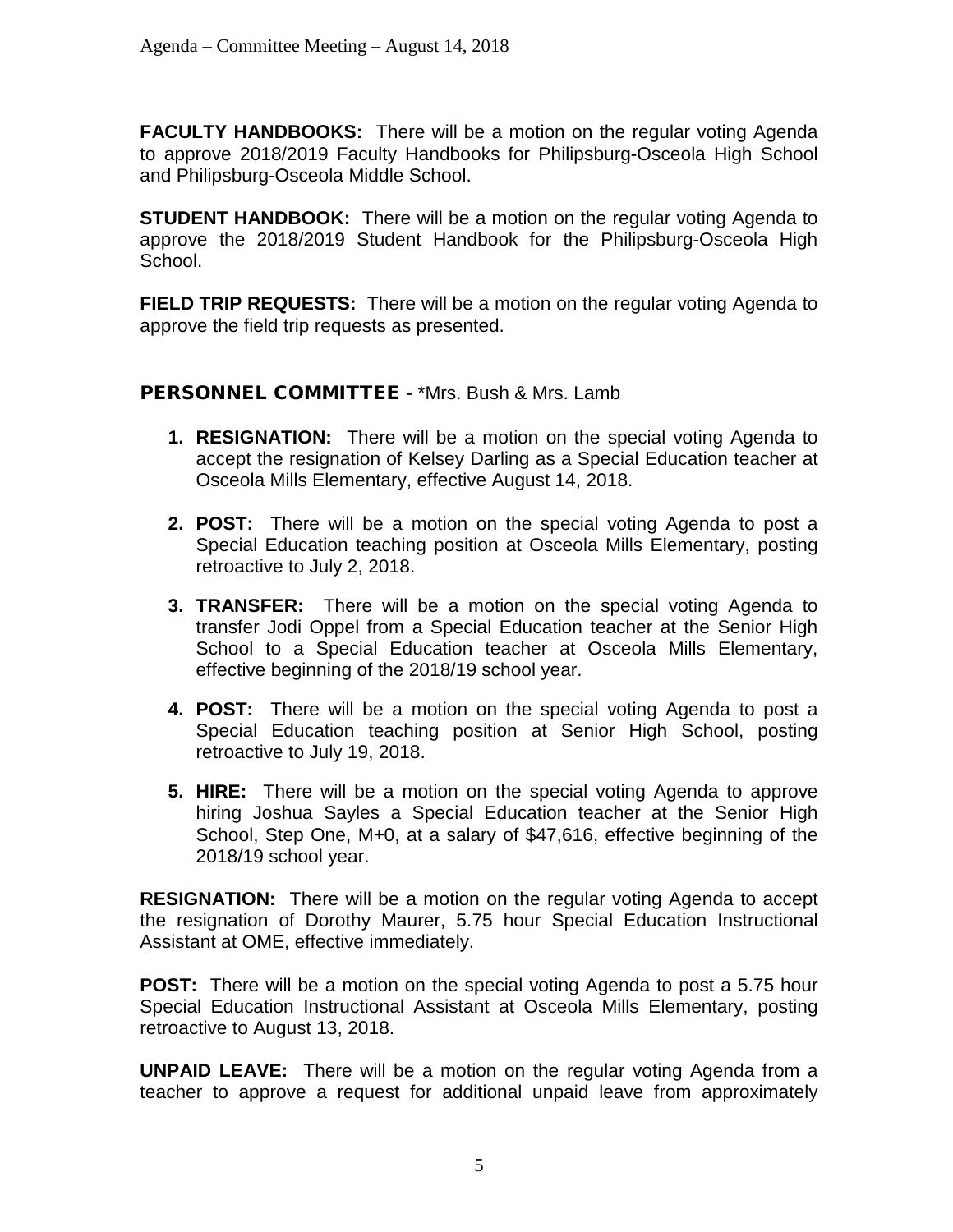**FACULTY HANDBOOKS:** There will be a motion on the regular voting Agenda to approve 2018/2019 Faculty Handbooks for Philipsburg-Osceola High School and Philipsburg-Osceola Middle School.

**STUDENT HANDBOOK:** There will be a motion on the regular voting Agenda to approve the 2018/2019 Student Handbook for the Philipsburg-Osceola High School.

**FIELD TRIP REQUESTS:** There will be a motion on the regular voting Agenda to approve the field trip requests as presented.

## PERSONNEL COMMITTEE - *Mrs. Bush & Mrs. Lamb

1. **RESIGNATION:** There will be a motion on the special voting Agenda to accept the resignation of Kelsey Darling as a Special Education teacher at Osceola Mills Elementary, effective August 14, 2018.

2. **POST:** There will be a motion on the special voting Agenda to post a Special Education teaching position at Osceola Mills Elementary, posting retroactive to July 2, 2018.

3. **TRANSFER:** There will be a motion on the special voting Agenda to transfer Jodi Oppel from a Special Education teacher at the Senior High School to a Special Education teacher at Osceola Mills Elementary, effective beginning of the 2018/19 school year.

4. **POST:** There will be a motion on the special voting Agenda to post a Special Education teaching position at Senior High School, posting retroactive to July 19, 2018.

5. **HIRE:** There will be a motion on the special voting Agenda to approve hiring Joshua Sayles a Special Education teacher at the Senior High School, Step One, M+0, at a salary of $47,616, effective beginning of the 2018/19 school year.

**RESIGNATION:** There will be a motion on the regular voting Agenda to accept the resignation of Dorothy Maurer, 5.75 hour Special Education Instructional Assistant at OME, effective immediately.

**POST:** There will be a motion on the special voting Agenda to post a 5.75 hour Special Education Instructional Assistant at Osceola Mills Elementary, posting retroactive to August 13, 2018.

**UNPAID LEAVE:** There will be a motion on the regular voting Agenda from a teacher to approve a request for additional unpaid leave from approximately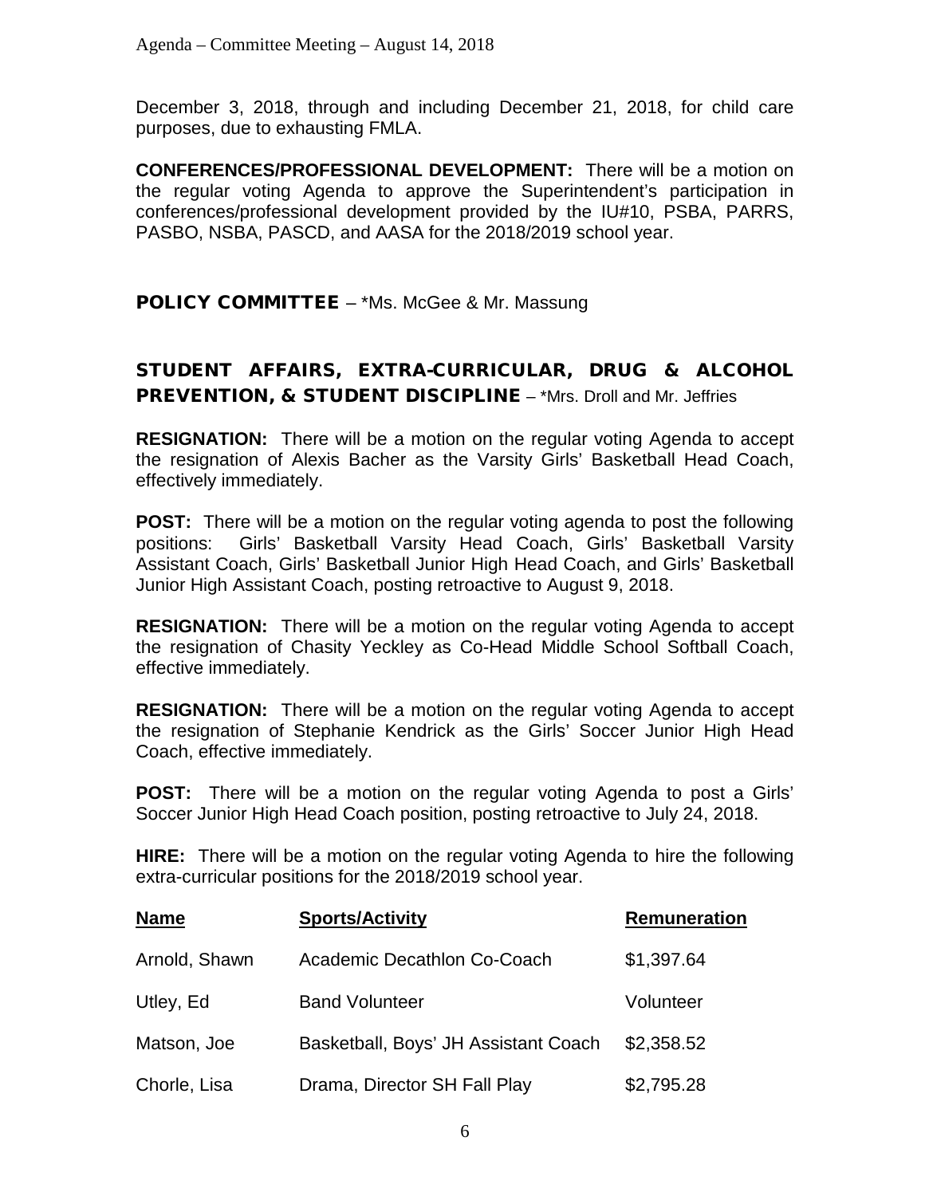December 3, 2018, through and including December 21, 2018, for child care purposes, due to exhausting FMLA.

**CONFERENCES/PROFESSIONAL DEVELOPMENT:** There will be a motion on the regular voting Agenda to approve the Superintendent's participation in conferences/professional development provided by the IU#10, PSBA, PARRS, PASBO, NSBA, PASCD, and AASA for the 2018/2019 school year.

## POLICY COMMITTEE – *Ms. McGee & Mr. Massung

## STUDENT AFFAIRS, EXTRA-CURRICULAR, DRUG & ALCOHOL PREVENTION, & STUDENT DISCIPLINE – *Mrs. Droll and Mr. Jeffries

**RESIGNATION:** There will be a motion on the regular voting Agenda to accept the resignation of Alexis Bacher as the Varsity Girls' Basketball Head Coach, effectively immediately.

**POST:** There will be a motion on the regular voting agenda to post the following positions: Girls' Basketball Varsity Head Coach, Girls' Basketball Varsity Assistant Coach, Girls' Basketball Junior High Head Coach, and Girls' Basketball Junior High Assistant Coach, posting retroactive to August 9, 2018.

**RESIGNATION:** There will be a motion on the regular voting Agenda to accept the resignation of Chasity Yeckley as Co-Head Middle School Softball Coach, effective immediately.

**RESIGNATION:** There will be a motion on the regular voting Agenda to accept the resignation of Stephanie Kendrick as the Girls' Soccer Junior High Head Coach, effective immediately.

**POST:** There will be a motion on the regular voting Agenda to post a Girls' Soccer Junior High Head Coach position, posting retroactive to July 24, 2018.

**HIRE:** There will be a motion on the regular voting Agenda to hire the following extra-curricular positions for the 2018/2019 school year.

| Name | Sports/Activity | Remuneration |
|---|---|---|
| Arnold, Shawn | Academic Decathlon Co-Coach | $1,397.64 |
| Utley, Ed | Band Volunteer | Volunteer |
| Matson, Joe | Basketball, Boys' JH Assistant Coach | $2,358.52 |
| Chorle, Lisa | Drama, Director SH Fall Play | $2,795.28 |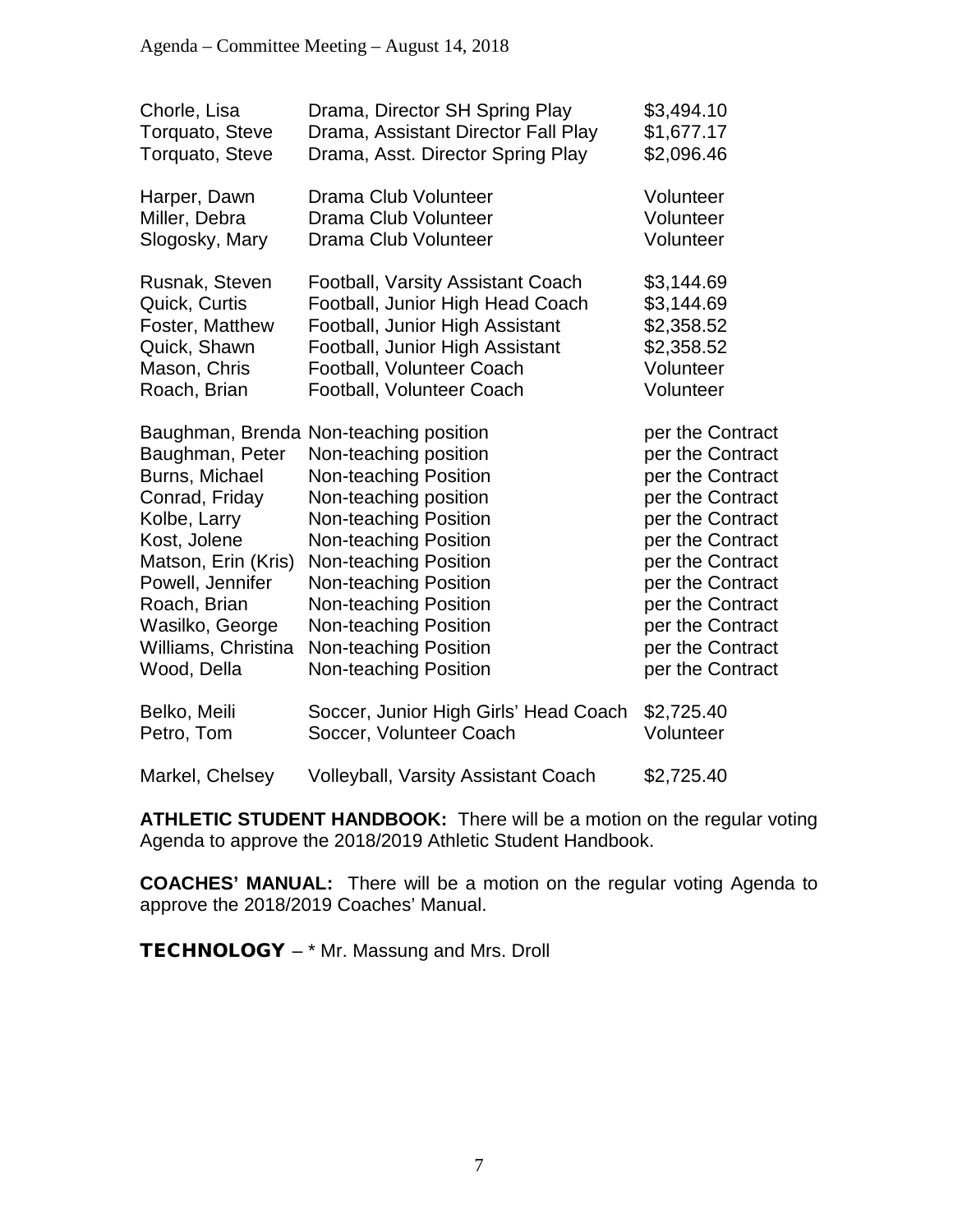| | | |
|---|---|---|
| Chorle, Lisa | Drama, Director SH Spring Play | $3,494.10 |
| Torquato, Steve | Drama, Assistant Director Fall Play | $1,677.17 |
| Torquato, Steve | Drama, Asst. Director Spring Play | $2,096.46 |
| | | |
| Harper, Dawn | Drama Club Volunteer | Volunteer |
| Miller, Debra | Drama Club Volunteer | Volunteer |
| Slogosky, Mary | Drama Club Volunteer | Volunteer |
| | | |
| Rusnak, Steven | Football, Varsity Assistant Coach | $3,144.69 |
| Quick, Curtis | Football, Junior High Head Coach | $3,144.69 |
| Foster, Matthew | Football, Junior High Assistant | $2,358.52 |
| Quick, Shawn | Football, Junior High Assistant | $2,358.52 |
| Mason, Chris | Football, Volunteer Coach | Volunteer |
| Roach, Brian | Football, Volunteer Coach | Volunteer |
| | | |
| Baughman, Brenda | Non-teaching position | per the Contract |
| Baughman, Peter | Non-teaching position | per the Contract |
| Burns, Michael | Non-teaching Position | per the Contract |
| Conrad, Friday | Non-teaching position | per the Contract |
| Kolbe, Larry | Non-teaching Position | per the Contract |
| Kost, Jolene | Non-teaching Position | per the Contract |
| Matson, Erin (Kris) | Non-teaching Position | per the Contract |
| Powell, Jennifer | Non-teaching Position | per the Contract |
| Roach, Brian | Non-teaching Position | per the Contract |
| Wasilko, George | Non-teaching Position | per the Contract |
| Williams, Christina | Non-teaching Position | per the Contract |
| Wood, Della | Non-teaching Position | per the Contract |
| | | |
| Belko, Meili | Soccer, Junior High Girls' Head Coach | $2,725.40 |
| Petro, Tom | Soccer, Volunteer Coach | Volunteer |
| | | |
| Markel, Chelsey | Volleyball, Varsity Assistant Coach | $2,725.40 |

**ATHLETIC STUDENT HANDBOOK:** There will be a motion on the regular voting Agenda to approve the 2018/2019 Athletic Student Handbook.

**COACHES' MANUAL:** There will be a motion on the regular voting Agenda to approve the 2018/2019 Coaches' Manual.

**TECHNOLOGY** – * Mr. Massung and Mrs. Droll